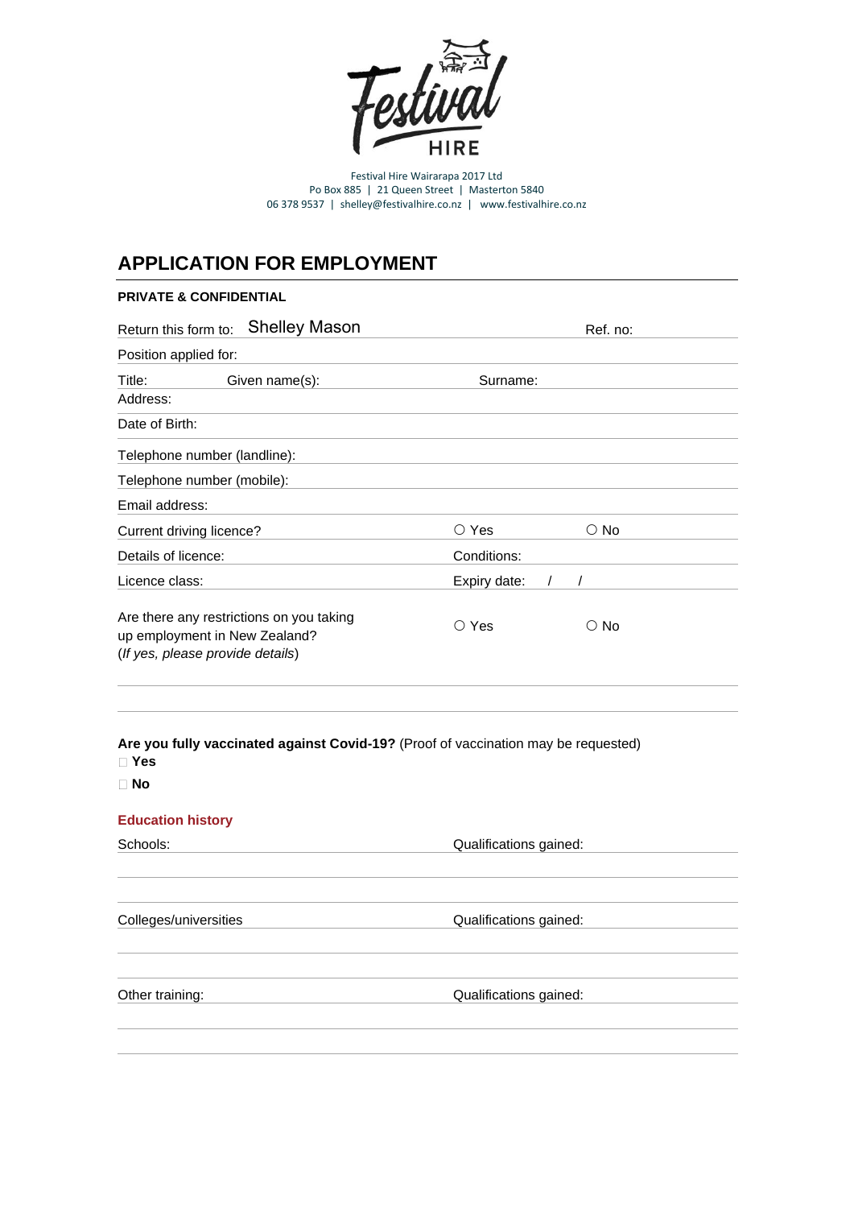Festival Hire Wairarapa 2017 Ltd
Po Box 885 | 21 Queen Street | Masterton 5840
06 378 9537 | shelley@festivalhire.co.nz | www.festivalhire.co.nz

# APPLICATION FOR EMPLOYMENT

**PRIVATE & CONFIDENTIAL**

Return this form to: Shelley Mason Ref. no:

Position applied for:

Title: Given name(s): Surname:

Address:

Date of Birth:

Telephone number (landline):

Telephone number (mobile):

Email address:

Current driving licence? ○ Yes ○ No

Details of licence: Conditions:

Licence class: Expiry date: / /

Are there any restrictions on you taking up employment in New Zealand? (*If yes, please provide details*) ○ Yes ○ No

**Are you fully vaccinated against Covid-19?** (Proof of vaccination may be requested)

☐ **Yes**

☐ **No**

## Education history

Schools: Qualifications gained:

Colleges/universities Qualifications gained:

Other training: Qualifications gained: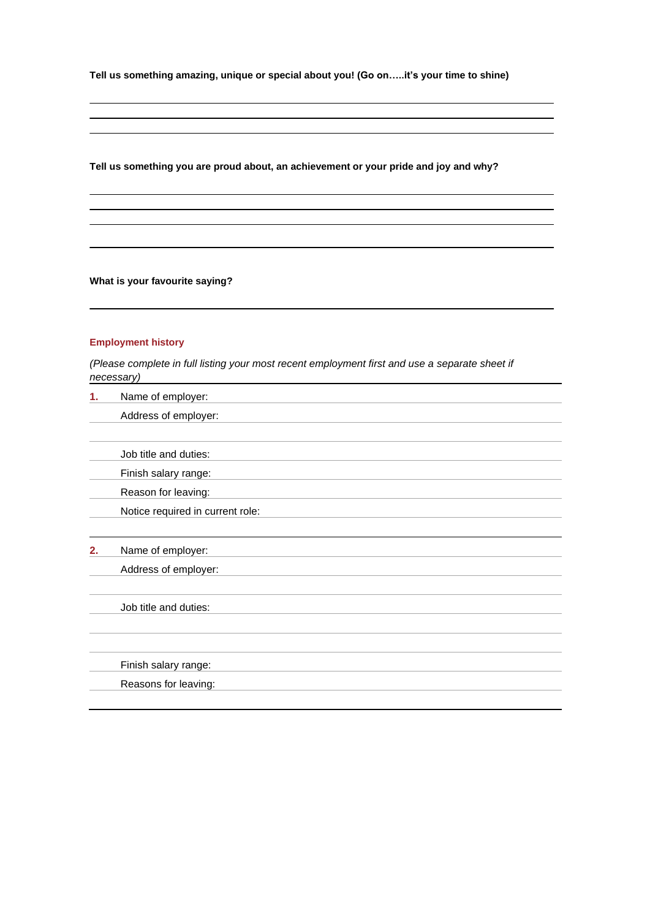**Tell us something amazing, unique or special about you! (Go on…..it's your time to shine)**

**Tell us something you are proud about, an achievement or your pride and joy and why?**

**What is your favourite saying?**

## Employment history

*(Please complete in full listing your most recent employment first and use a separate sheet if necessary)*

**1.** Name of employer:

Address of employer:

Job title and duties:

Finish salary range:

Reason for leaving:

Notice required in current role:

**2.** Name of employer:

Address of employer:

Job title and duties:

Finish salary range:

Reasons for leaving: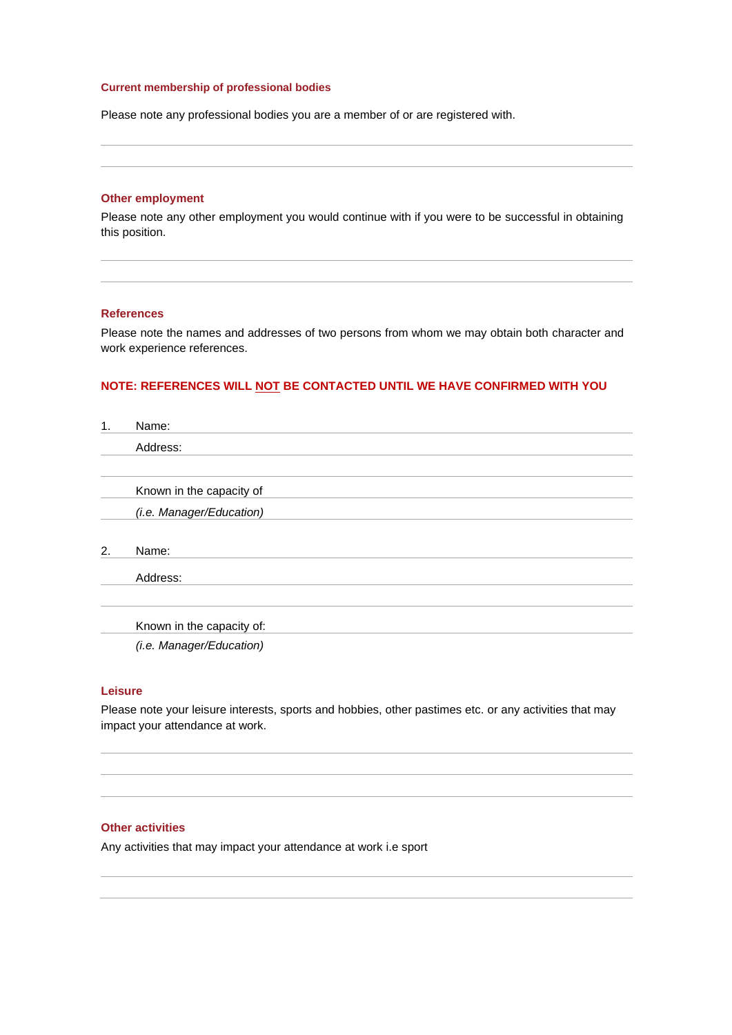### Current membership of professional bodies

Please note any professional bodies you are a member of or are registered with.

### Other employment

Please note any other employment you would continue with if you were to be successful in obtaining this position.

### References

Please note the names and addresses of two persons from whom we may obtain both character and work experience references.

**NOTE: REFERENCES WILL NOT BE CONTACTED UNTIL WE HAVE CONFIRMED WITH YOU**

1. Name:

   Address:

   Known in the capacity of
   *(i.e. Manager/Education)*

2. Name:

   Address:

   Known in the capacity of:
   *(i.e. Manager/Education)*

### Leisure

Please note your leisure interests, sports and hobbies, other pastimes etc. or any activities that may impact your attendance at work.

### Other activities

Any activities that may impact your attendance at work i.e sport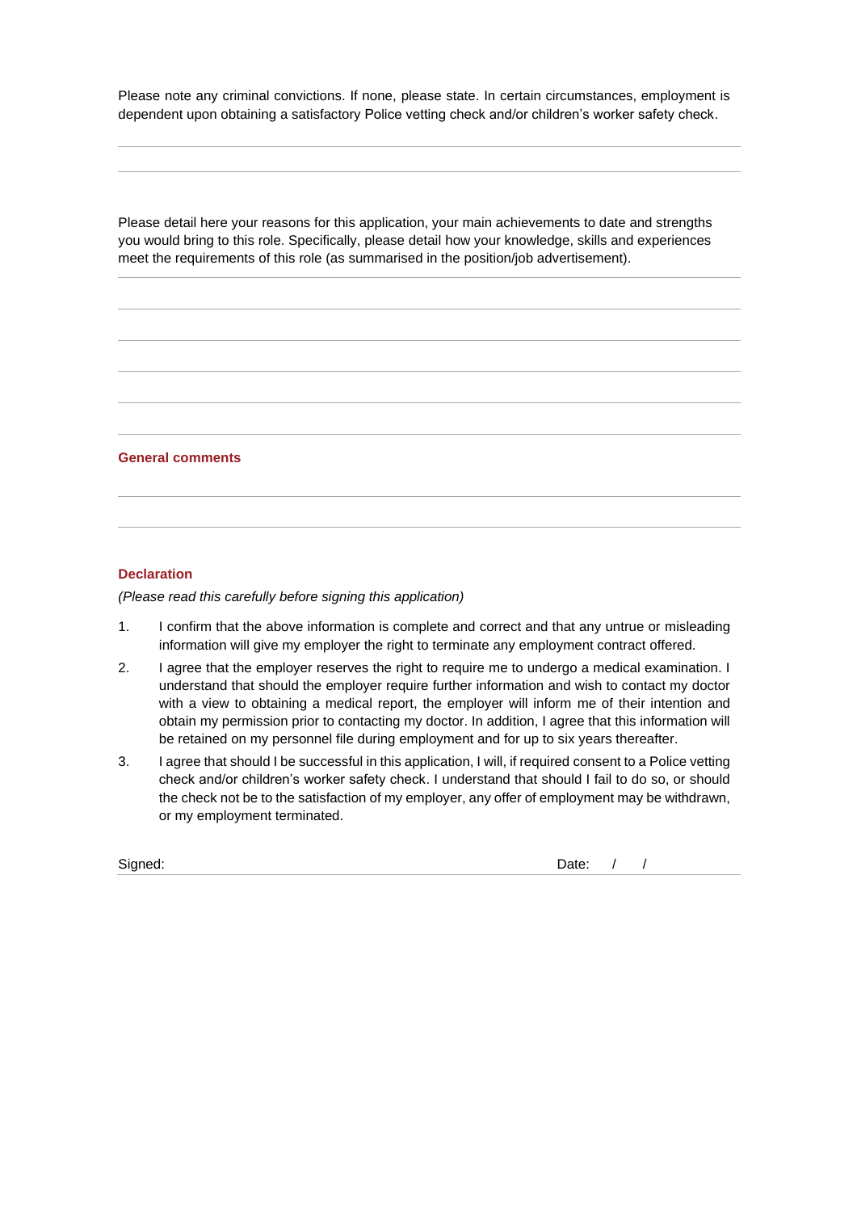Please note any criminal convictions. If none, please state. In certain circumstances, employment is dependent upon obtaining a satisfactory Police vetting check and/or children's worker safety check.

Please detail here your reasons for this application, your main achievements to date and strengths you would bring to this role. Specifically, please detail how your knowledge, skills and experiences meet the requirements of this role (as summarised in the position/job advertisement).

## General comments

## Declaration

*(Please read this carefully before signing this application)*

1. I confirm that the above information is complete and correct and that any untrue or misleading information will give my employer the right to terminate any employment contract offered.
2. I agree that the employer reserves the right to require me to undergo a medical examination. I understand that should the employer require further information and wish to contact my doctor with a view to obtaining a medical report, the employer will inform me of their intention and obtain my permission prior to contacting my doctor. In addition, I agree that this information will be retained on my personnel file during employment and for up to six years thereafter.
3. I agree that should I be successful in this application, I will, if required consent to a Police vetting check and/or children's worker safety check. I understand that should I fail to do so, or should the check not be to the satisfaction of my employer, any offer of employment may be withdrawn, or my employment terminated.

Signed: Date: / /